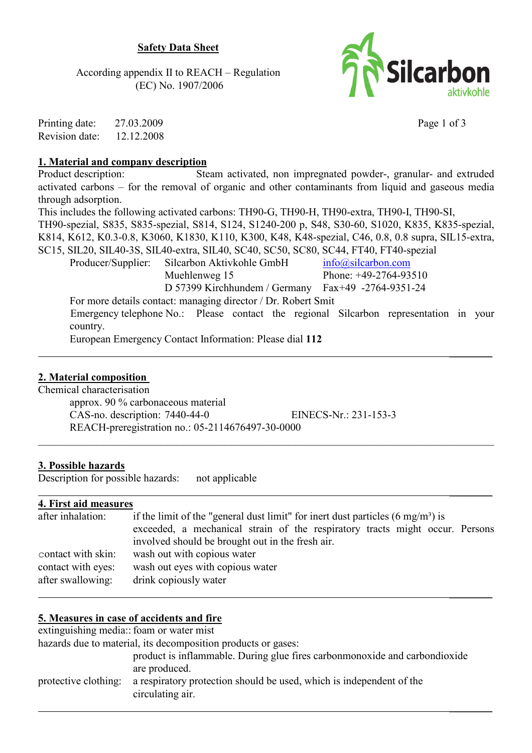**Safety Data Sheet**

According appendix II to REACH – Regulation (EC) No. 1907/2006

Printing date: 27.03.2009
Revision date: 12.12.2008

## 1. Material and company description

Product description: Steam activated, non impregnated powder-, granular- and extruded activated carbons – for the removal of organic and other contaminants from liquid and gaseous media through adsorption.

This includes the following activated carbons: TH90-G, TH90-H, TH90-extra, TH90-I, TH90-SI, TH90-spezial, S835, S835-spezial, S814, S124, S1240-200 p, S48, S30-60, S1020, K835, K835-spezial, K814, K612, K0.3-0.8, K3060, K1830, K110, K300, K48, K48-spezial, C46, 0.8, 0.8 supra, SIL15-extra, SC15, SIL20, SIL40-3S, SIL40-extra, SIL40, SC40, SC50, SC80, SC44, FT40, FT40-spezial

Producer/Supplier: Silcarbon Aktivkohle GmbH
Muehlenweg 15
D 57399 Kirchhundem / Germany
info@silcarbon.com
Phone: +49-2764-93510
Fax+49 -2764-9351-24

For more details contact: managing director / Dr. Robert Smit

Emergency telephone No.: Please contact the regional Silcarbon representation in your country.

European Emergency Contact Information: Please dial **112**

## 2. Material composition

Chemical characterisation

approx. 90 % carbonaceous material
CAS-no. description: 7440-44-0 EINECS-Nr.: 231-153-3
REACH-preregistration no.: 05-2114676497-30-0000

## 3. Possible hazards

Description for possible hazards: not applicable

## 4. First aid measures

after inhalation: if the limit of the "general dust limit" for inert dust particles (6 mg/m³) is exceeded, a mechanical strain of the respiratory tracts might occur. Persons involved should be brought out in the fresh air.

contact with skin: wash out with copious water

contact with eyes: wash out eyes with copious water

after swallowing: drink copiously water

## 5. Measures in case of accidents and fire

extinguishing media:: foam or water mist

hazards due to material, its decomposition products or gases:
product is inflammable. During glue fires carbonmonoxide and carbondioxide are produced.

protective clothing: a respiratory protection should be used, which is independent of the circulating air.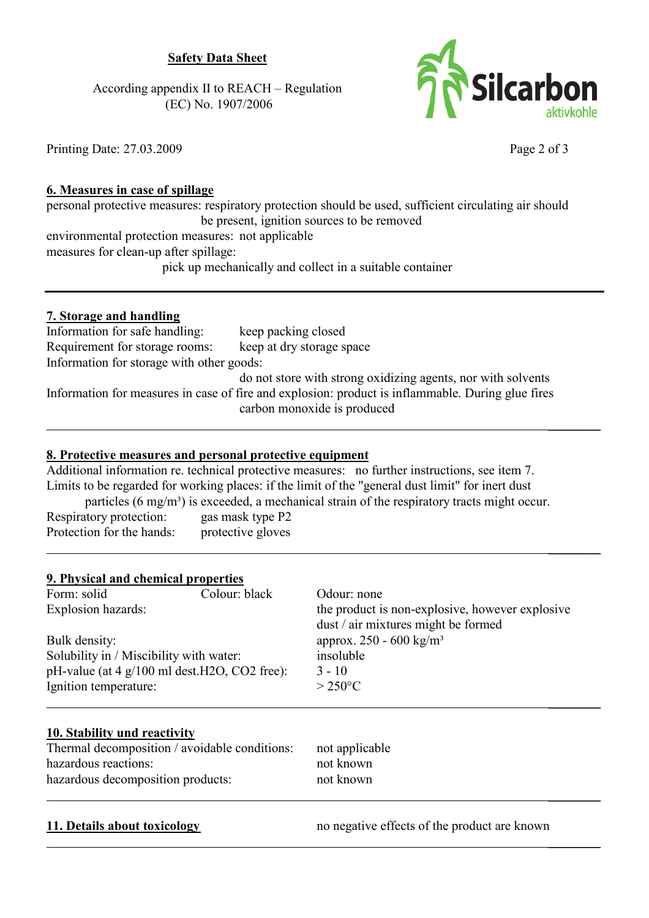## 6. Measures in case of spillage

personal protective measures: respiratory protection should be used, sufficient circulating air should be present, ignition sources to be removed

environmental protection measures: not applicable

measures for clean-up after spillage:
pick up mechanically and collect in a suitable container

## 7. Storage and handling

Information for safe handling: keep packing closed

Requirement for storage rooms: keep at dry storage space

Information for storage with other goods:
do not store with strong oxidizing agents, nor with solvents

Information for measures in case of fire and explosion: product is inflammable. During glue fires carbon monoxide is produced

## 8. Protective measures and personal protective equipment

Additional information re. technical protective measures: no further instructions, see item 7.

Limits to be regarded for working places: if the limit of the "general dust limit" for inert dust particles (6 mg/m³) is exceeded, a mechanical strain of the respiratory tracts might occur.

Respiratory protection: gas mask type P2

Protection for the hands: protective gloves

## 9. Physical and chemical properties

| | | |
|---|---|---|
| Form: solid | Colour: black | Odour: none |
| Explosion hazards: | | the product is non-explosive, however explosive dust / air mixtures might be formed |
| Bulk density: | | approx. 250 - 600 kg/m³ |
| Solubility in / Miscibility with water: | | insoluble |
| pH-value (at 4 g/100 ml dest.$H_2O$, $CO_2$ free): | | 3 - 10 |
| Ignition temperature: | | > 250°C |

## 10. Stability und reactivity

| | |
|---|---|
| Thermal decomposition / avoidable conditions: | not applicable |
| hazardous reactions: | not known |
| hazardous decomposition products: | not known |

## 11. Details about toxicology

no negative effects of the product are known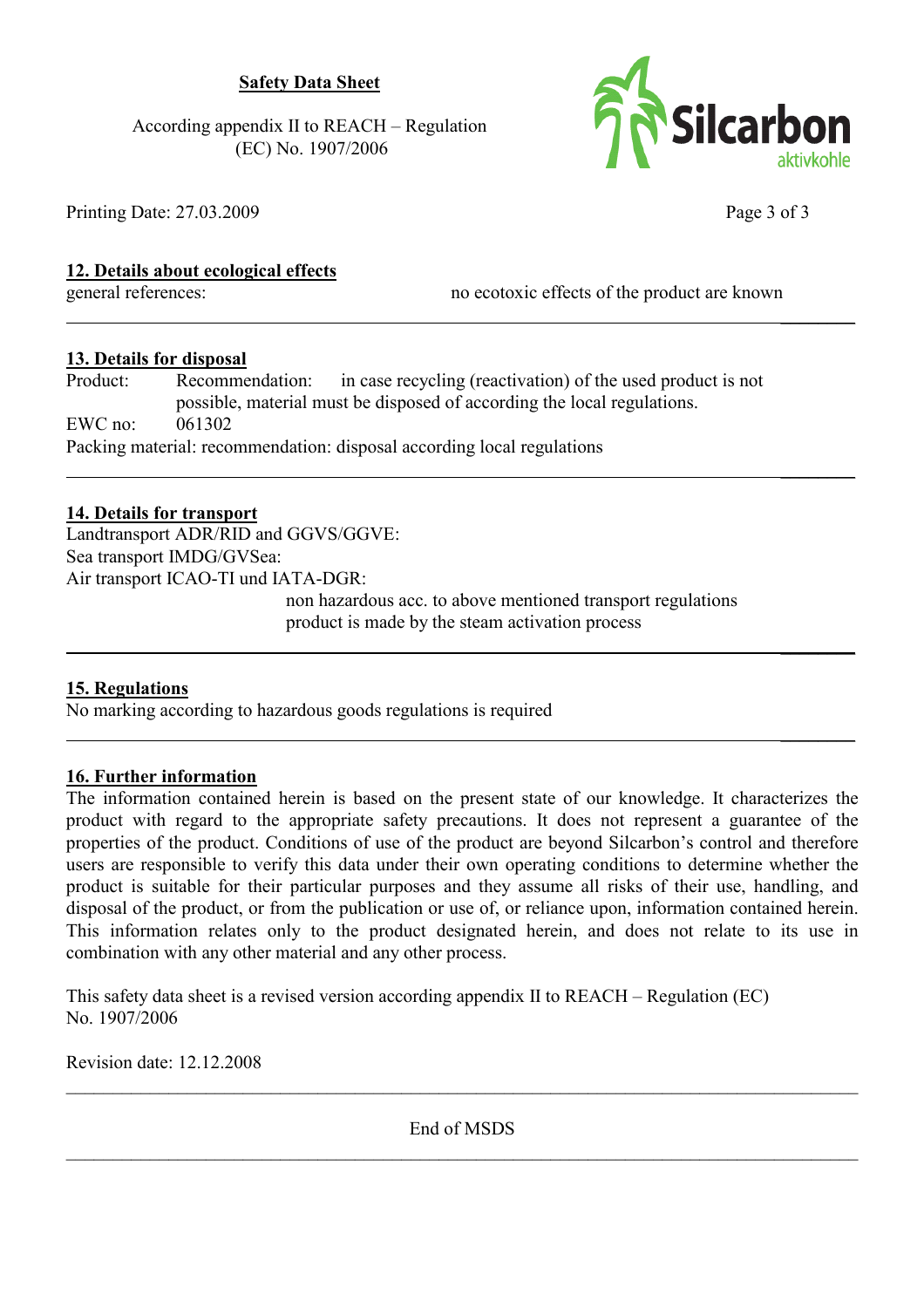## 12. Details about ecological effects

general references: no ecotoxic effects of the product are known

## 13. Details for disposal

Product: Recommendation: in case recycling (reactivation) of the used product is not possible, material must be disposed of according the local regulations.

EWC no: 061302

Packing material: recommendation: disposal according local regulations

## 14. Details for transport

Landtransport ADR/RID and GGVS/GGVE:
Sea transport IMDG/GVSea:
Air transport ICAO-TI und IATA-DGR:

non hazardous acc. to above mentioned transport regulations
product is made by the steam activation process

## 15. Regulations

No marking according to hazardous goods regulations is required

## 16. Further information

The information contained herein is based on the present state of our knowledge. It characterizes the product with regard to the appropriate safety precautions. It does not represent a guarantee of the properties of the product. Conditions of use of the product are beyond Silcarbon's control and therefore users are responsible to verify this data under their own operating conditions to determine whether the product is suitable for their particular purposes and they assume all risks of their use, handling, and disposal of the product, or from the publication or use of, or reliance upon, information contained herein. This information relates only to the product designated herein, and does not relate to its use in combination with any other material and any other process.

This safety data sheet is a revised version according appendix II to REACH – Regulation (EC) No. 1907/2006

Revision date: 12.12.2008

---

End of MSDS

---